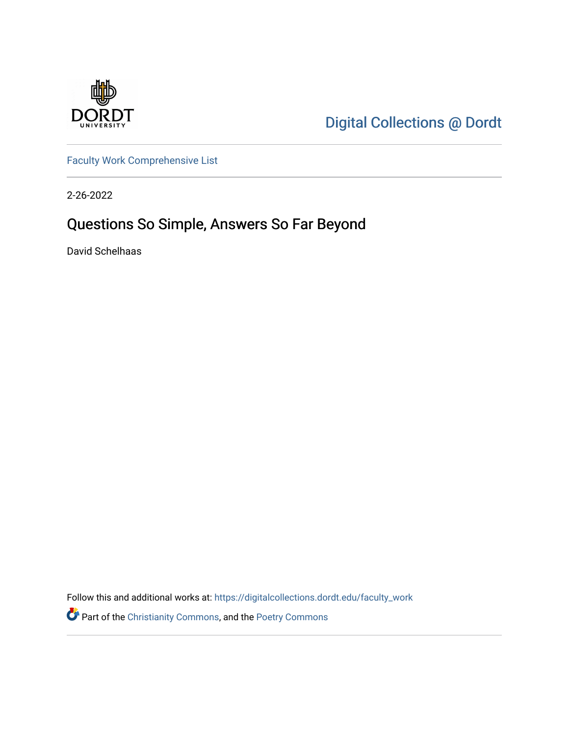Digital Collections @ Dordt

Faculty Work Comprehensive List

2-26-2022

# Questions So Simple, Answers So Far Beyond

David Schelhaas

Follow this and additional works at: https://digitalcollections.dordt.edu/faculty_work

Part of the Christianity Commons, and the Poetry Commons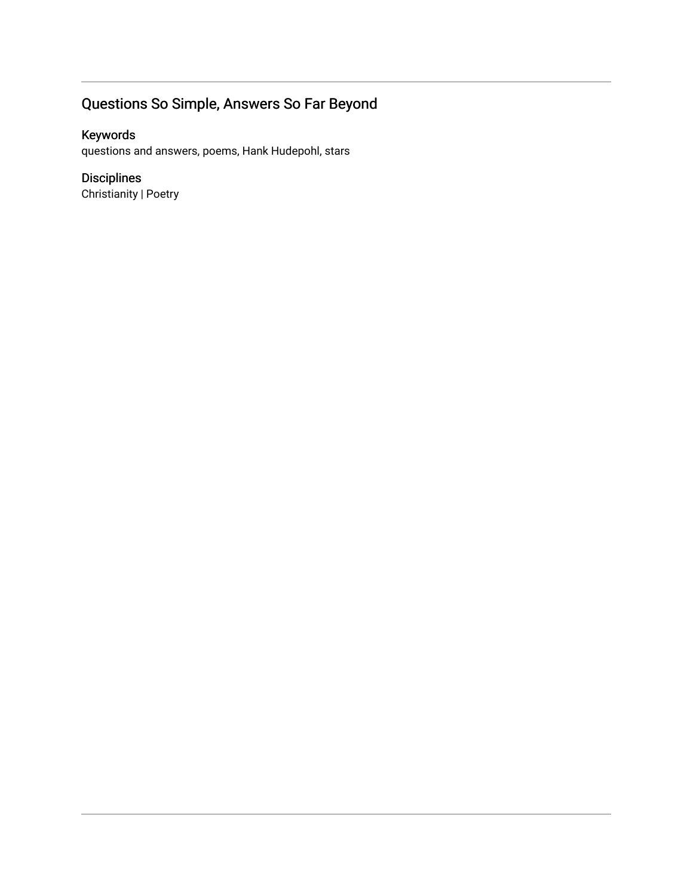## Questions So Simple, Answers So Far Beyond

### Keywords

questions and answers, poems, Hank Hudepohl, stars

### Disciplines

Christianity | Poetry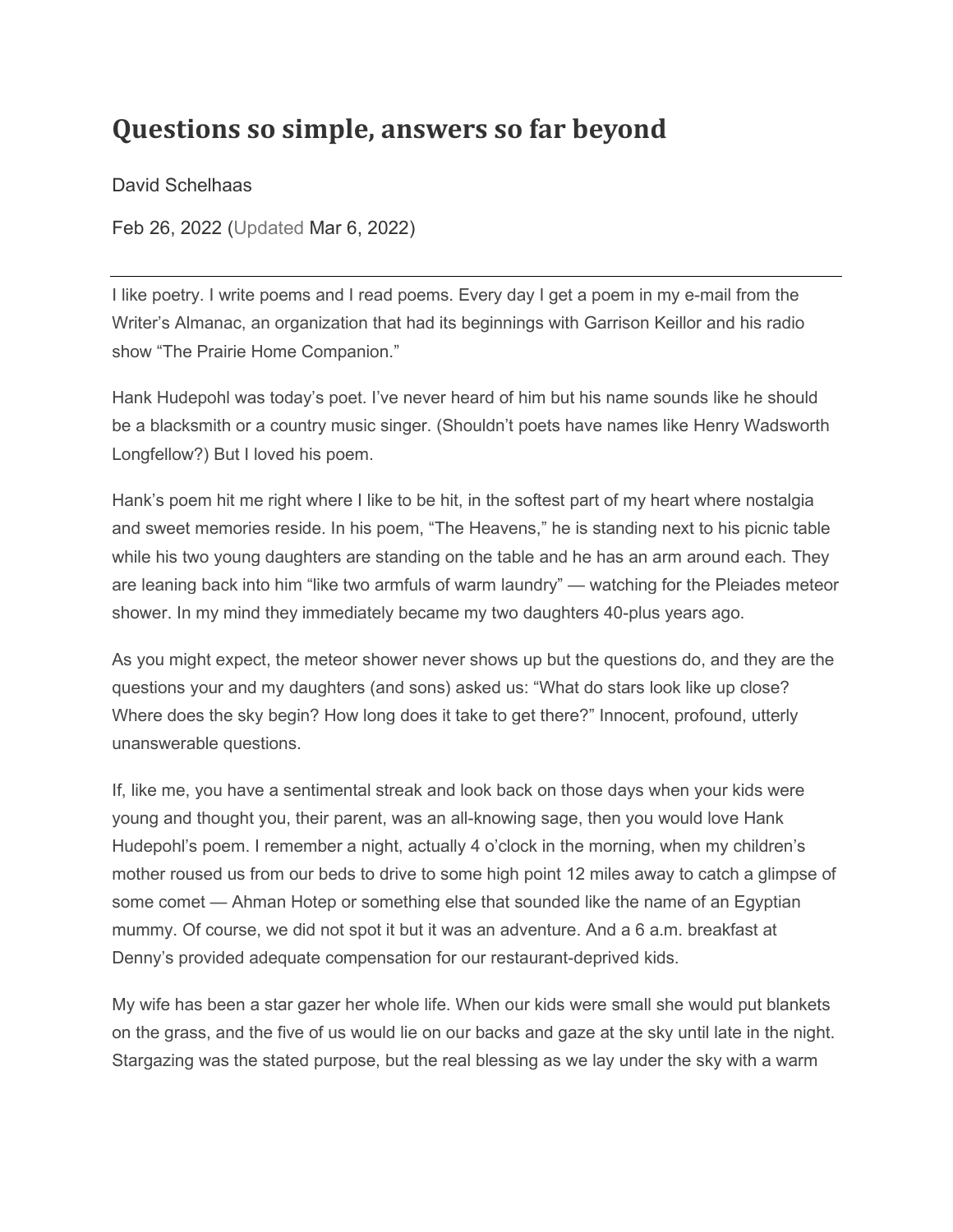# Questions so simple, answers so far beyond

David Schelhaas

Feb 26, 2022 (Updated Mar 6, 2022)

---

I like poetry. I write poems and I read poems. Every day I get a poem in my e-mail from the Writer's Almanac, an organization that had its beginnings with Garrison Keillor and his radio show "The Prairie Home Companion."

Hank Hudepohl was today's poet. I've never heard of him but his name sounds like he should be a blacksmith or a country music singer. (Shouldn't poets have names like Henry Wadsworth Longfellow?) But I loved his poem.

Hank's poem hit me right where I like to be hit, in the softest part of my heart where nostalgia and sweet memories reside. In his poem, "The Heavens," he is standing next to his picnic table while his two young daughters are standing on the table and he has an arm around each. They are leaning back into him "like two armfuls of warm laundry" — watching for the Pleiades meteor shower. In my mind they immediately became my two daughters 40-plus years ago.

As you might expect, the meteor shower never shows up but the questions do, and they are the questions your and my daughters (and sons) asked us: "What do stars look like up close? Where does the sky begin? How long does it take to get there?" Innocent, profound, utterly unanswerable questions.

If, like me, you have a sentimental streak and look back on those days when your kids were young and thought you, their parent, was an all-knowing sage, then you would love Hank Hudepohl's poem. I remember a night, actually 4 o'clock in the morning, when my children's mother roused us from our beds to drive to some high point 12 miles away to catch a glimpse of some comet — Ahman Hotep or something else that sounded like the name of an Egyptian mummy. Of course, we did not spot it but it was an adventure. And a 6 a.m. breakfast at Denny's provided adequate compensation for our restaurant-deprived kids.

My wife has been a star gazer her whole life. When our kids were small she would put blankets on the grass, and the five of us would lie on our backs and gaze at the sky until late in the night. Stargazing was the stated purpose, but the real blessing as we lay under the sky with a warm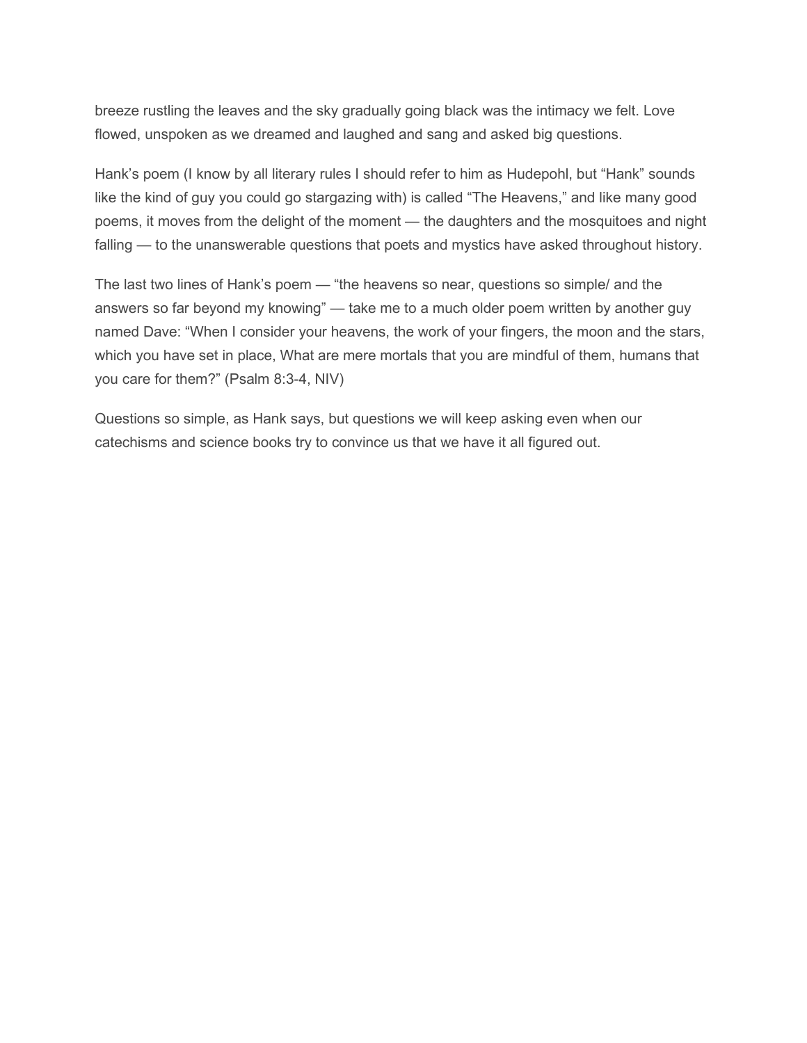breeze rustling the leaves and the sky gradually going black was the intimacy we felt. Love flowed, unspoken as we dreamed and laughed and sang and asked big questions.

Hank's poem (I know by all literary rules I should refer to him as Hudepohl, but "Hank" sounds like the kind of guy you could go stargazing with) is called "The Heavens," and like many good poems, it moves from the delight of the moment — the daughters and the mosquitoes and night falling — to the unanswerable questions that poets and mystics have asked throughout history.

The last two lines of Hank's poem — "the heavens so near, questions so simple/ and the answers so far beyond my knowing" — take me to a much older poem written by another guy named Dave: "When I consider your heavens, the work of your fingers, the moon and the stars, which you have set in place, What are mere mortals that you are mindful of them, humans that you care for them?" (Psalm 8:3-4, NIV)

Questions so simple, as Hank says, but questions we will keep asking even when our catechisms and science books try to convince us that we have it all figured out.